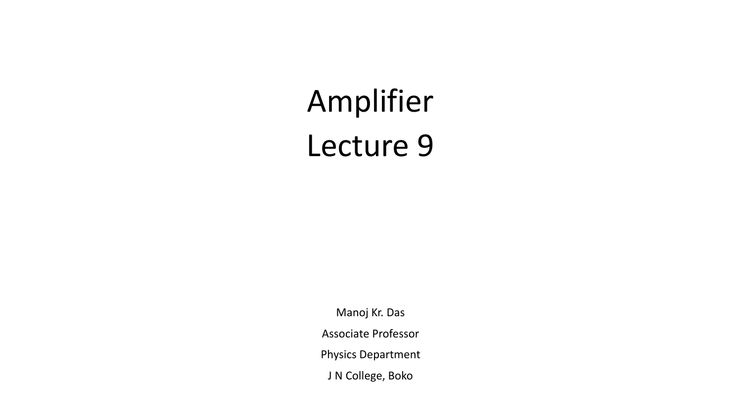# Amplifier
# Lecture 9

Manoj Kr. Das

Associate Professor

Physics Department

J N College, Boko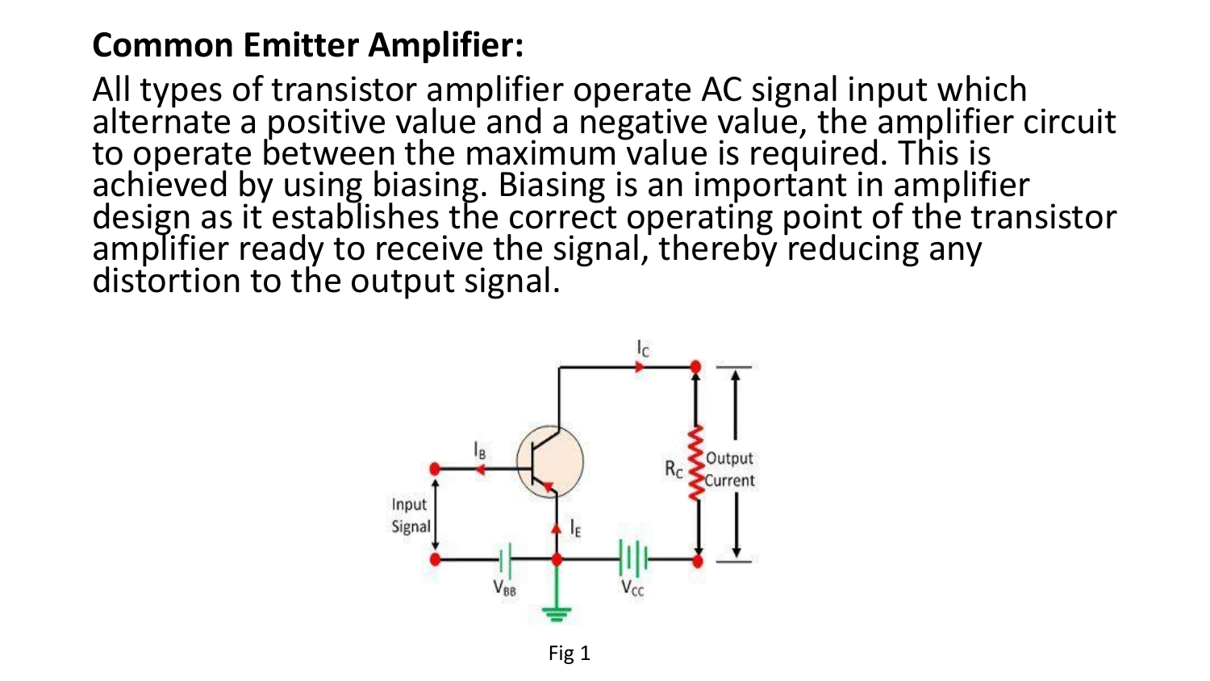**Common Emitter Amplifier:**

All types of transistor amplifier operate AC signal input which alternate a positive value and a negative value, the amplifier circuit to operate between the maximum value is required. This is achieved by using biasing. Biasing is an important in amplifier design as it establishes the correct operating point of the transistor amplifier ready to receive the signal, thereby reducing any distortion to the output signal.

$I_C$

$I_B$

$R_C$

Output Current

Input Signal

$I_E$

$V_{BB}$

$V_{CC}$

Fig 1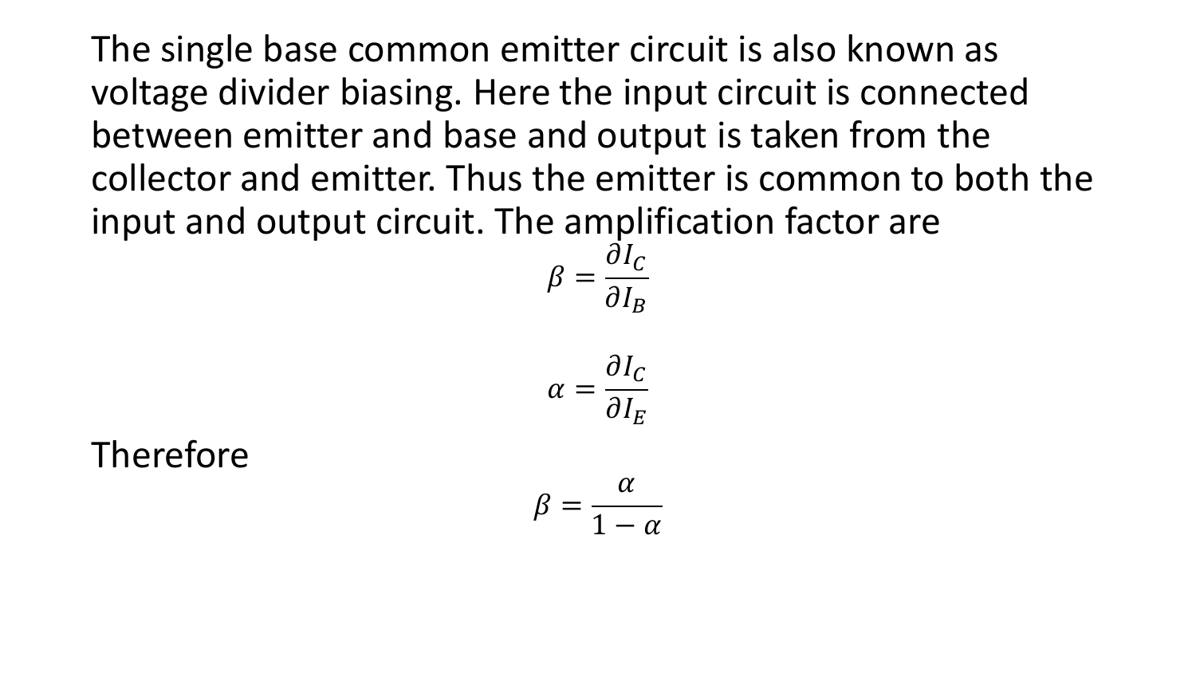The single base common emitter circuit is also known as voltage divider biasing. Here the input circuit is connected between emitter and base and output is taken from the collector and emitter. Thus the emitter is common to both the input and output circuit. The amplification factor are

$$\beta = \frac{\partial I_C}{\partial I_B}$$

$$\alpha = \frac{\partial I_C}{\partial I_E}$$

Therefore

$$\beta = \frac{\alpha}{1 - \alpha}$$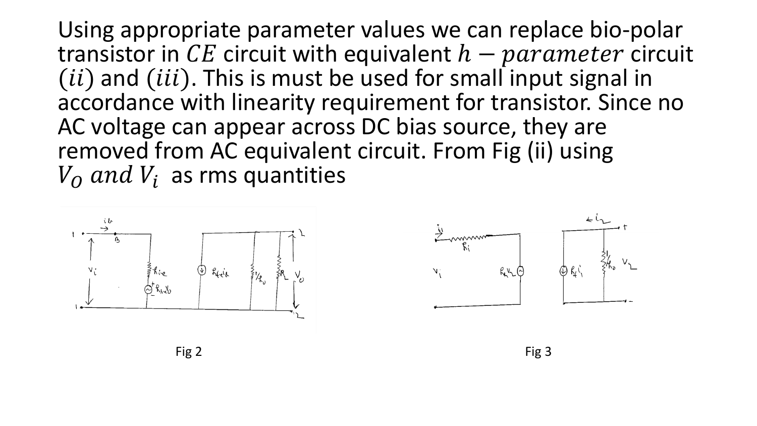Using appropriate parameter values we can replace bio-polar transistor in $CE$ circuit with equivalent $h - parameter$ circuit $(ii)$ and $(iii)$. This is must be used for small input signal in accordance with linearity requirement for transistor. Since no AC voltage can appear across DC bias source, they are removed from AC equivalent circuit. From Fig (ii) using $V_O$ $and$ $V_i$ as rms quantities

Fig 2

Fig 3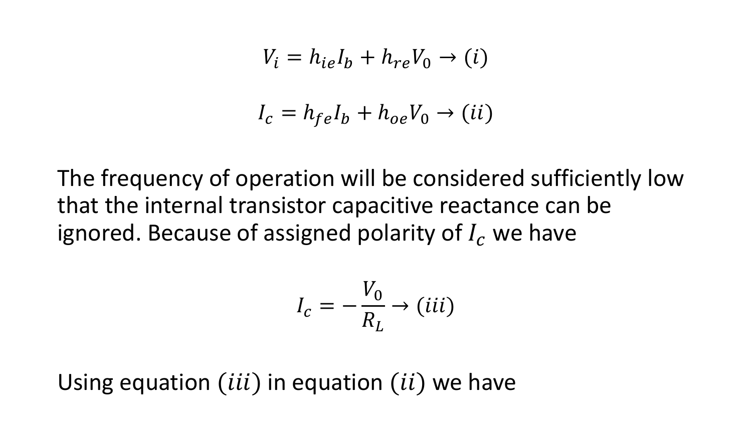$$V_i = h_{ie}I_b + h_{re}V_0 \rightarrow (i)$$

$$I_c = h_{fe}I_b + h_{oe}V_0 \rightarrow (ii)$$

The frequency of operation will be considered sufficiently low that the internal transistor capacitive reactance can be ignored. Because of assigned polarity of $I_c$ we have

$$I_c = -\frac{V_0}{R_L} \rightarrow (iii)$$

Using equation $(iii)$ in equation $(ii)$ we have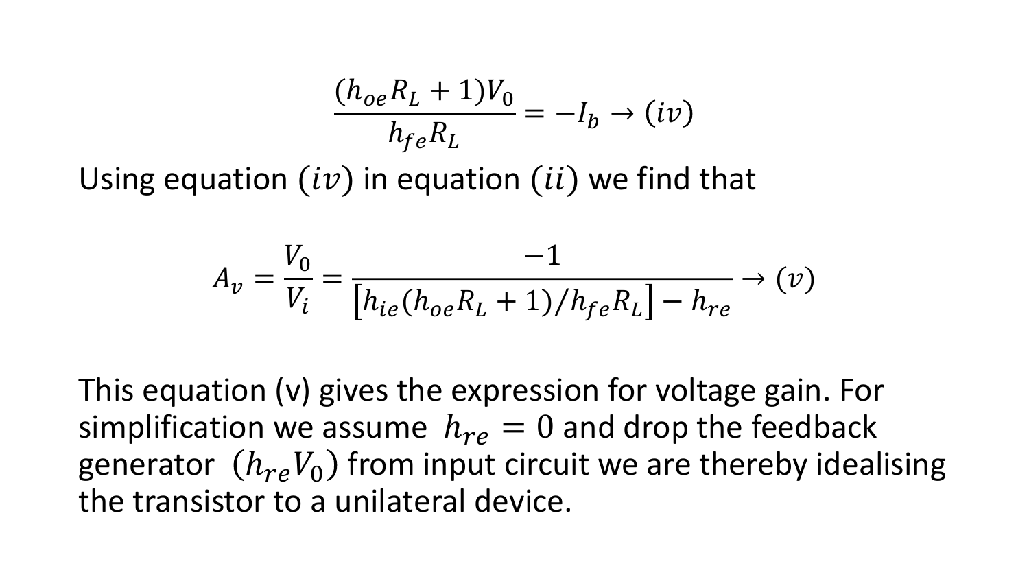$$\frac{(h_{oe}R_L + 1)V_0}{h_{fe}R_L} = -I_b \rightarrow (iv)$$

Using equation $(iv)$ in equation $(ii)$ we find that

$$A_v = \frac{V_0}{V_i} = \frac{-1}{\left[h_{ie}(h_{oe}R_L + 1)/h_{fe}R_L\right] - h_{re}} \rightarrow (v)$$

This equation (v) gives the expression for voltage gain. For simplification we assume $h_{re} = 0$ and drop the feedback generator $(h_{re}V_0)$ from input circuit we are thereby idealising the transistor to a unilateral device.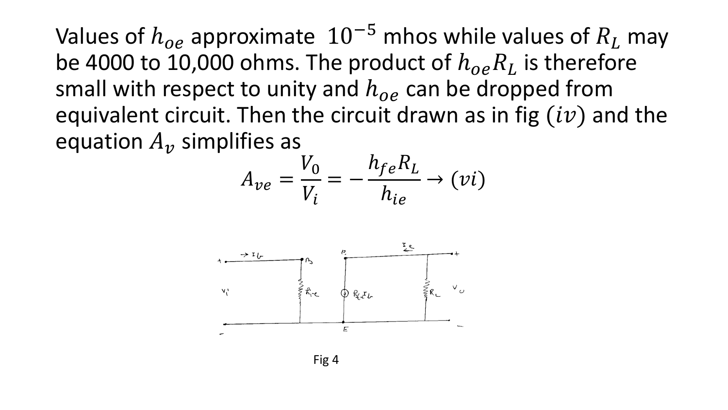Values of $h_{oe}$ approximate $10^{-5}$ mhos while values of $R_L$ may be 4000 to 10,000 ohms. The product of $h_{oe}R_L$ is therefore small with respect to unity and $h_{oe}$ can be dropped from equivalent circuit. Then the circuit drawn as in fig $(iv)$ and the equation $A_v$ simplifies as

$$A_{ve} = \frac{V_0}{V_i} = -\frac{h_{fe}R_L}{h_{ie}} \rightarrow (vi)$$

Fig 4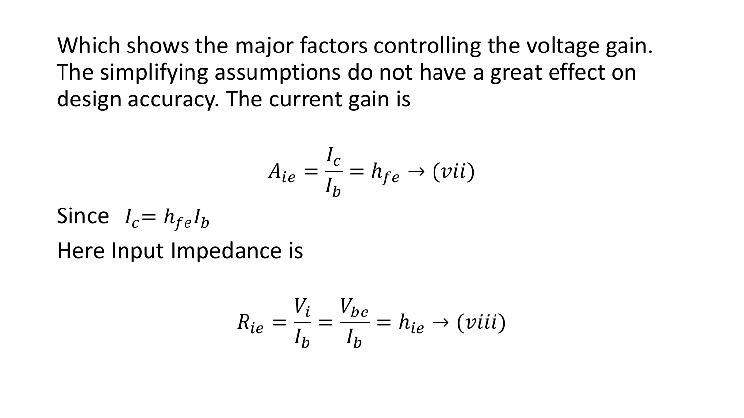Which shows the major factors controlling the voltage gain. The simplifying assumptions do not have a great effect on design accuracy. The current gain is

$$A_{ie} = \frac{I_c}{I_b} = h_{fe} \rightarrow (vii)$$

Since $I_c = h_{fe} I_b$

Here Input Impedance is

$$R_{ie} = \frac{V_i}{I_b} = \frac{V_{be}}{I_b} = h_{ie} \rightarrow (viii)$$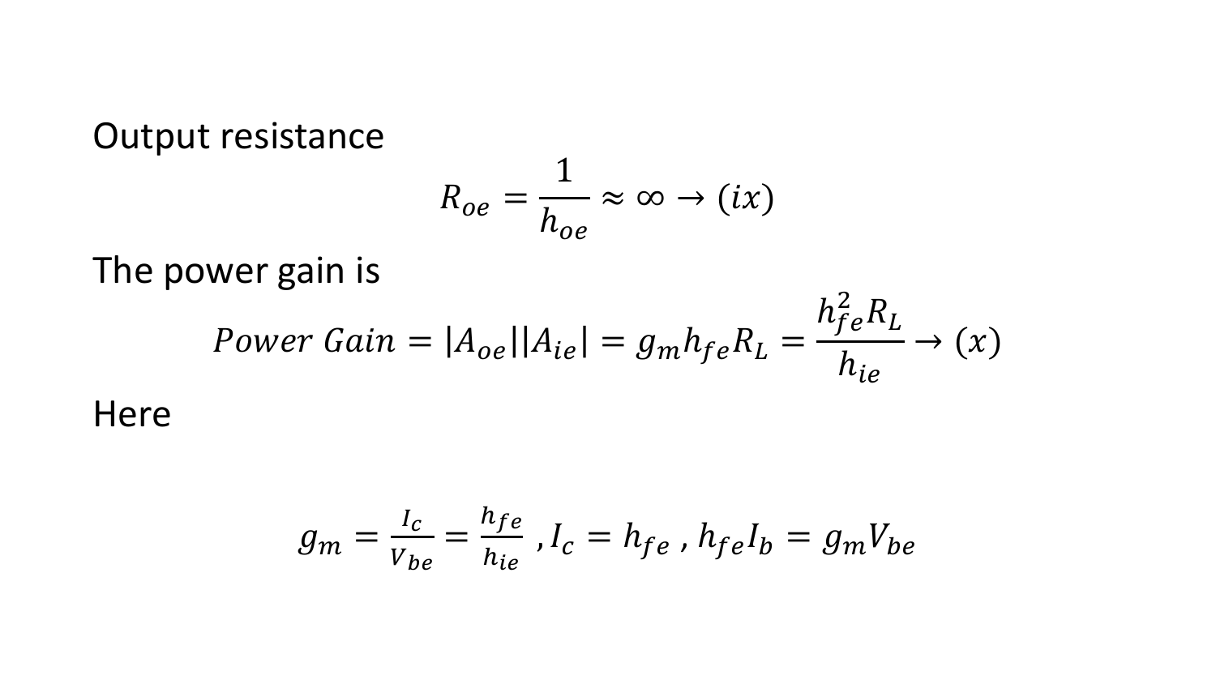Output resistance

$$R_{oe} = \frac{1}{h_{oe}} \approx \infty \rightarrow (ix)$$

The power gain is

$$Power\ Gain = |A_{oe}||A_{ie}| = g_m h_{fe} R_L = \frac{h_{fe}^2 R_L}{h_{ie}} \rightarrow (x)$$

Here

$$g_m = \frac{I_c}{V_{be}} = \frac{h_{fe}}{h_{ie}}\ , I_c = h_{fe}\ , h_{fe} I_b = g_m V_{be}$$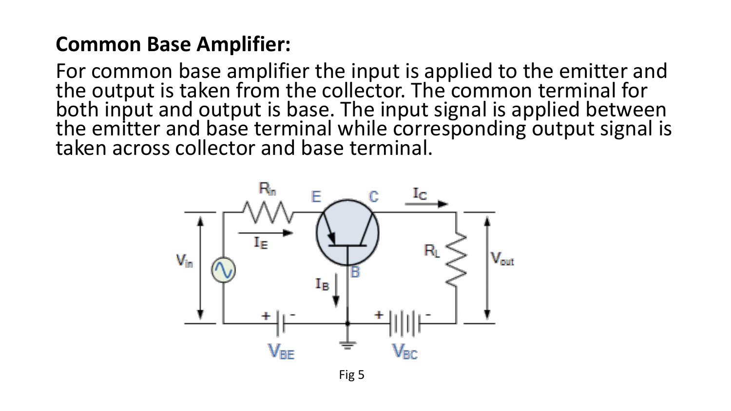**Common Base Amplifier:**

For common base amplifier the input is applied to the emitter and the output is taken from the collector. The common terminal for both input and output is base. The input signal is applied between the emitter and base terminal while corresponding output signal is taken across collector and base terminal.

Fig 5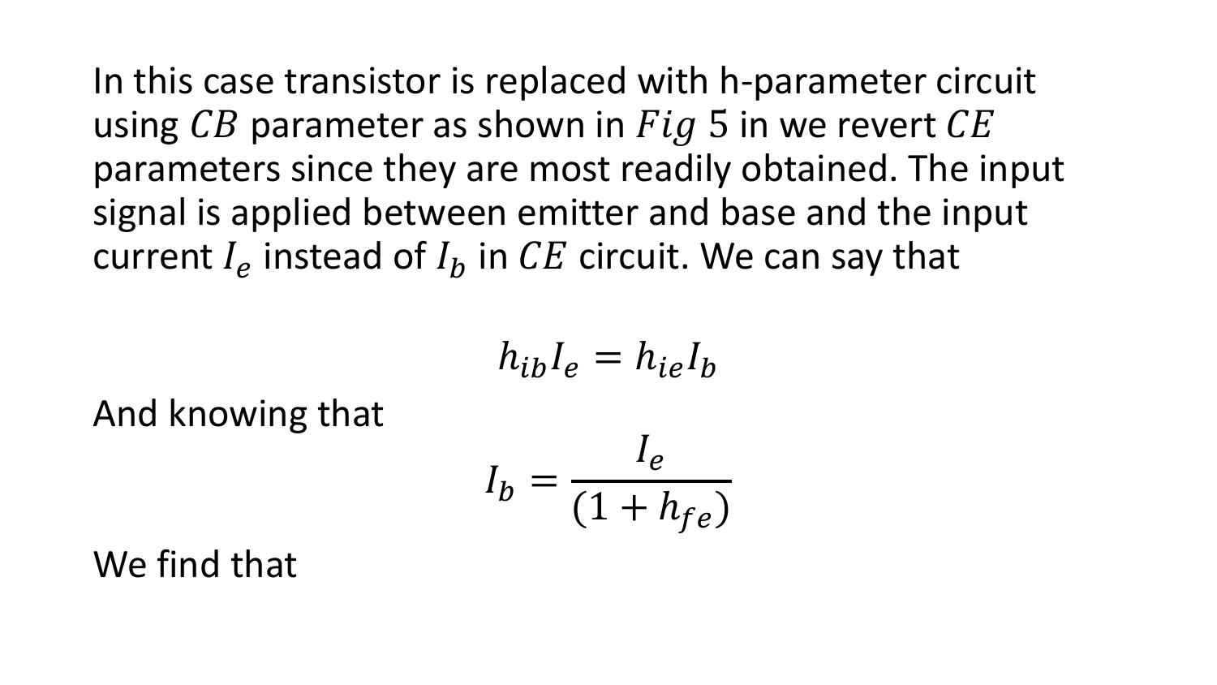In this case transistor is replaced with h-parameter circuit using $CB$ parameter as shown in $Fig$ 5 in we revert $CE$ parameters since they are most readily obtained. The input signal is applied between emitter and base and the input current $I_e$ instead of $I_b$ in $CE$ circuit. We can say that

$$h_{ib} I_e = h_{ie} I_b$$

And knowing that

$$I_b = \frac{I_e}{(1 + h_{fe})}$$

We find that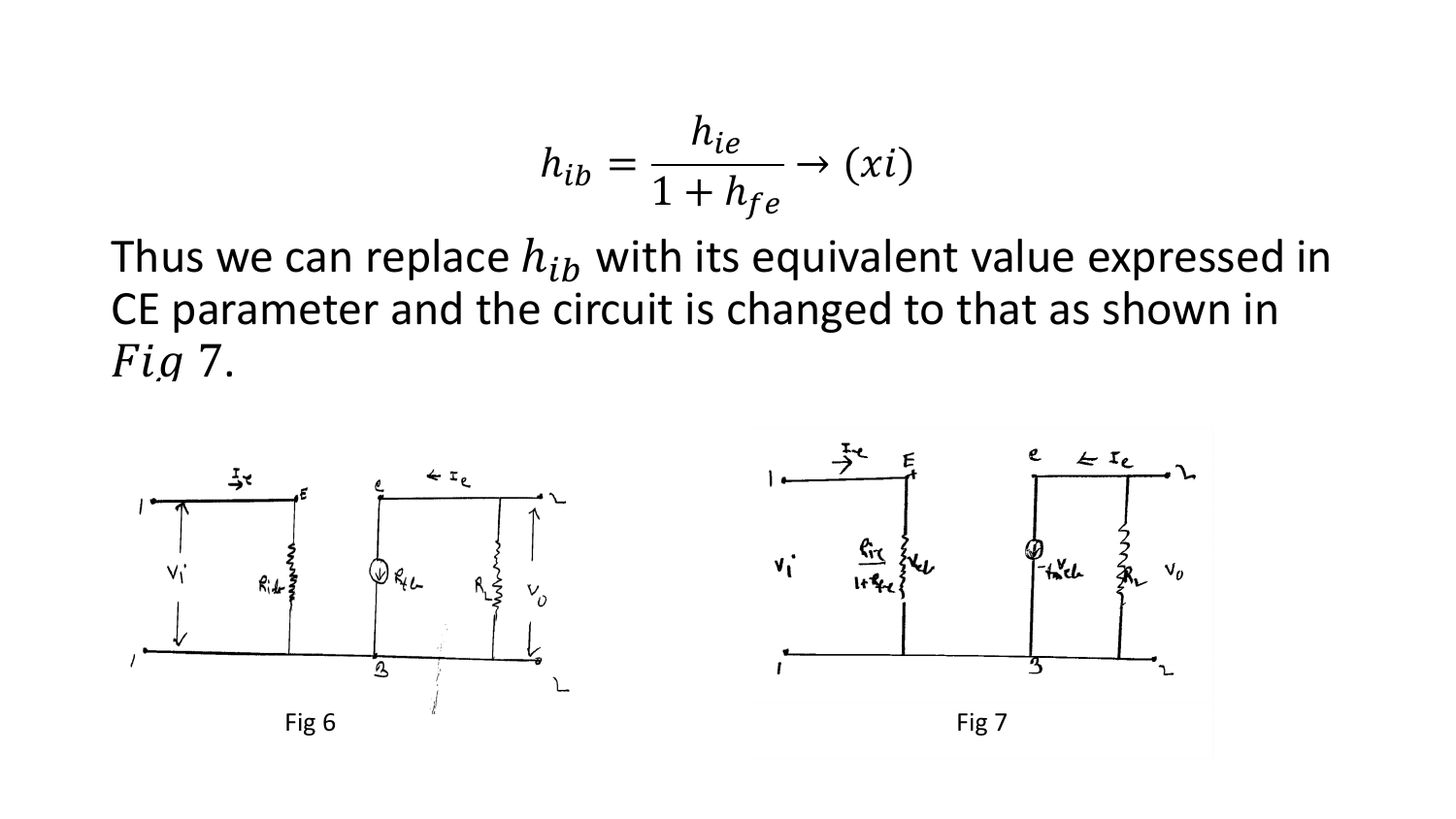$$h_{ib} = \frac{h_{ie}}{1 + h_{fe}} \rightarrow (xi)$$

Thus we can replace $h_{ib}$ with its equivalent value expressed in CE parameter and the circuit is changed to that as shown in $Fig\ 7$.

Fig 6

Fig 7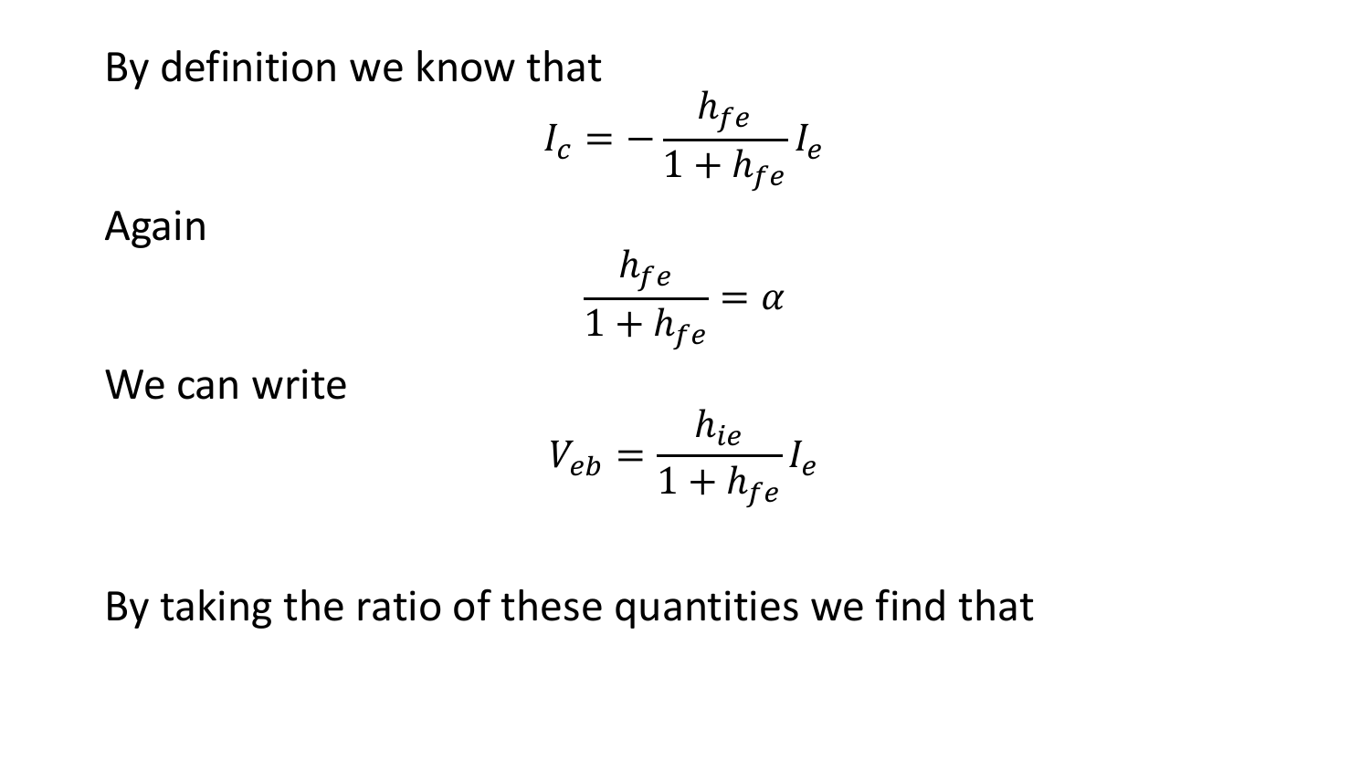By definition we know that

$$I_c = -\frac{h_{fe}}{1 + h_{fe}} I_e$$

Again

$$\frac{h_{fe}}{1 + h_{fe}} = \alpha$$

We can write

$$V_{eb} = \frac{h_{ie}}{1 + h_{fe}} I_e$$

By taking the ratio of these quantities we find that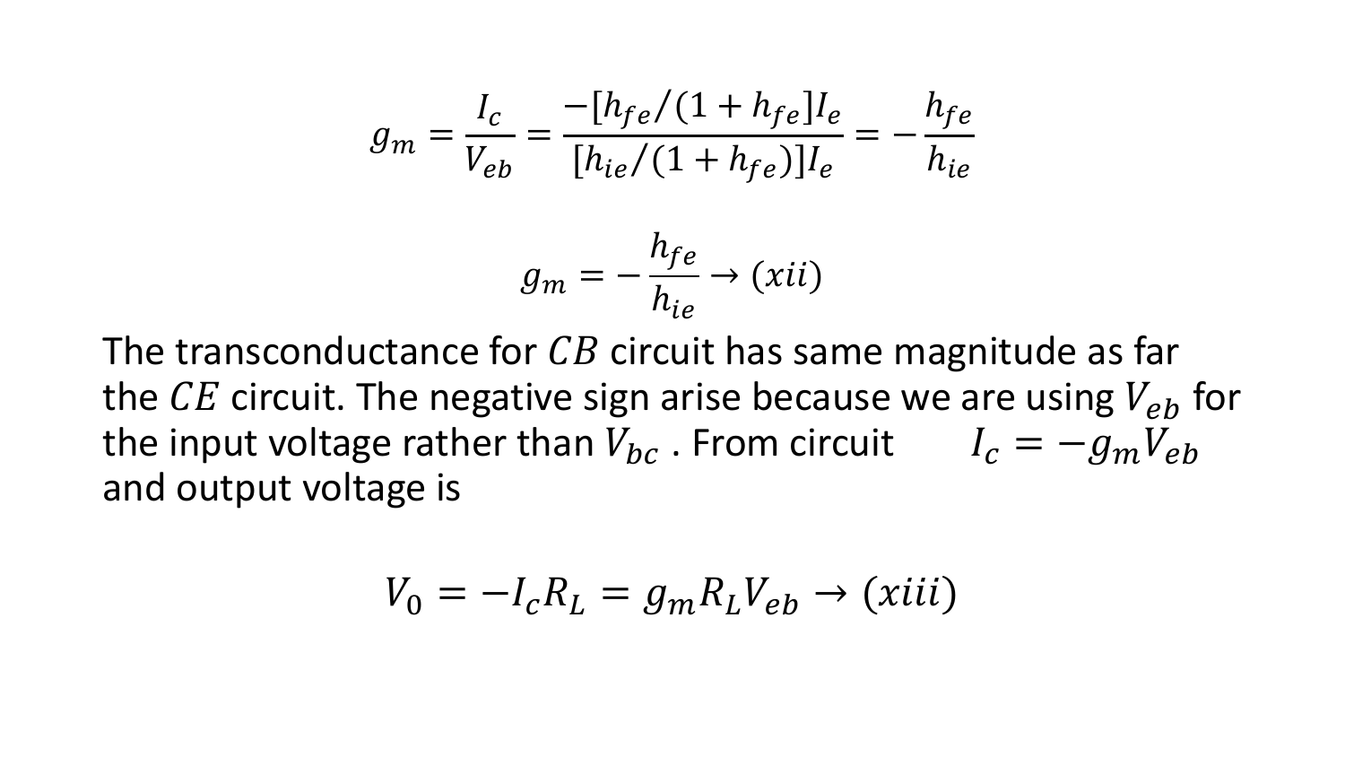$$g_m = \frac{I_c}{V_{eb}} = \frac{-[h_{fe}/(1 + h_{fe}]I_e}{[h_{ie}/(1 + h_{fe})]I_e} = -\frac{h_{fe}}{h_{ie}}$$

$$g_m = -\frac{h_{fe}}{h_{ie}} \rightarrow (xii)$$

The transconductance for $CB$ circuit has same magnitude as far the $CE$ circuit. The negative sign arise because we are using $V_{eb}$ for the input voltage rather than $V_{bc}$ . From circuit $I_c = -g_m V_{eb}$ and output voltage is

$$V_0 = -I_c R_L = g_m R_L V_{eb} \rightarrow (xiii)$$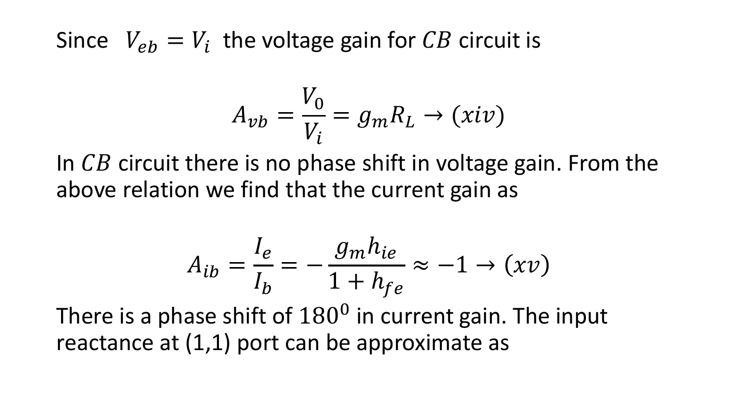Since $V_{eb} = V_i$ the voltage gain for $CB$ circuit is

$$A_{vb} = \frac{V_0}{V_i} = g_m R_L \rightarrow (xiv)$$

In $CB$ circuit there is no phase shift in voltage gain. From the above relation we find that the current gain as

$$A_{ib} = \frac{I_e}{I_b} = -\frac{g_m h_{ie}}{1 + h_{fe}} \approx -1 \rightarrow (xv)$$

There is a phase shift of $180^0$ in current gain. The input reactance at (1,1) port can be approximate as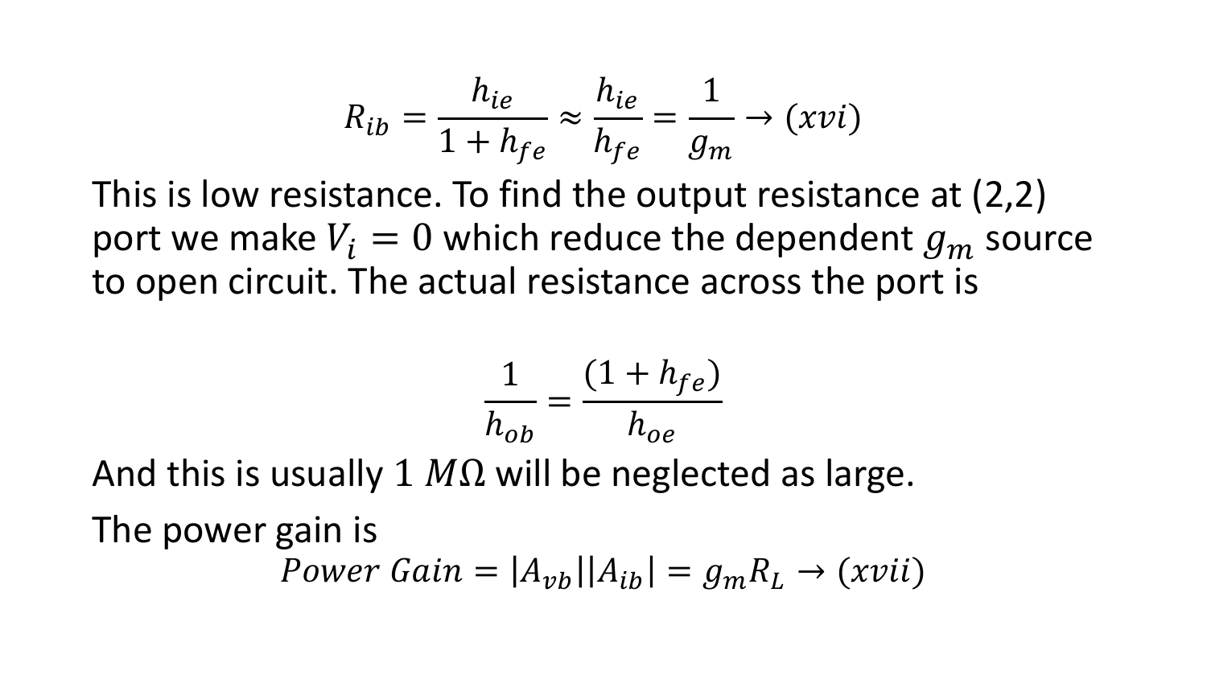$$R_{ib} = \frac{h_{ie}}{1 + h_{fe}} \approx \frac{h_{ie}}{h_{fe}} = \frac{1}{g_m} \rightarrow (xvi)$$

This is low resistance. To find the output resistance at (2,2) port we make $V_i = 0$ which reduce the dependent $g_m$ source to open circuit. The actual resistance across the port is

$$\frac{1}{h_{ob}} = \frac{(1 + h_{fe})}{h_{oe}}$$

And this is usually $1\ M\Omega$ will be neglected as large.

The power gain is

$$Power\ Gain = |A_{vb}||A_{ib}| = g_m R_L \rightarrow (xvii)$$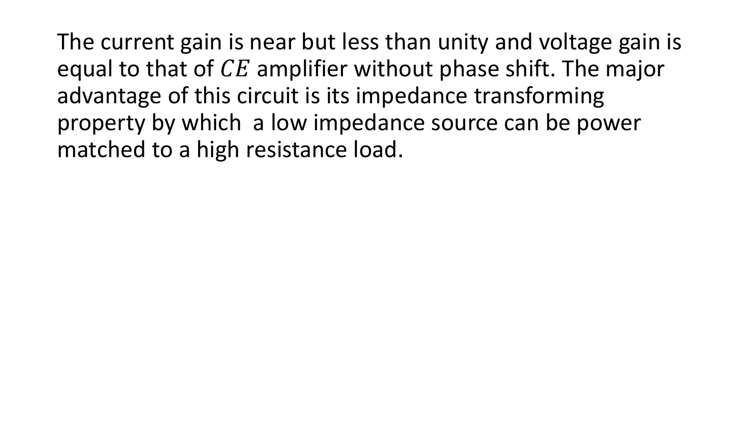The current gain is near but less than unity and voltage gain is equal to that of $CE$ amplifier without phase shift. The major advantage of this circuit is its impedance transforming property by which a low impedance source can be power matched to a high resistance load.